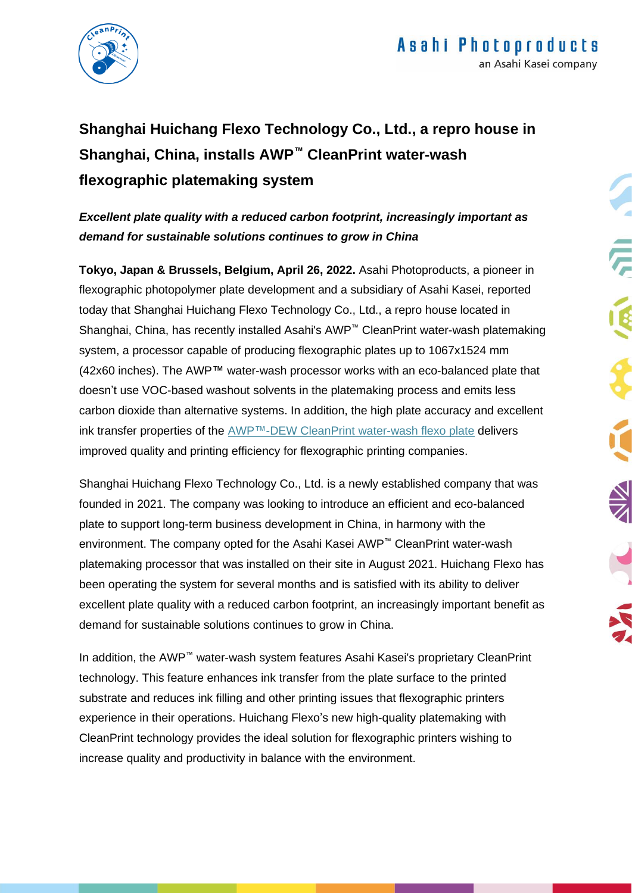# Shanghai Huichang Flexo Technology Co., Ltd., a repro house in Shanghai, China, installs AWP™ CleanPrint water-wash flexographic platemaking system

***Excellent plate quality with a reduced carbon footprint, increasingly important as demand for sustainable solutions continues to grow in China***

**Tokyo, Japan & Brussels, Belgium, April 26, 2022.** Asahi Photoproducts, a pioneer in flexographic photopolymer plate development and a subsidiary of Asahi Kasei, reported today that Shanghai Huichang Flexo Technology Co., Ltd., a repro house located in Shanghai, China, has recently installed Asahi's AWP™ CleanPrint water-wash platemaking system, a processor capable of producing flexographic plates up to 1067x1524 mm (42x60 inches). The AWP™ water-wash processor works with an eco-balanced plate that doesn't use VOC-based washout solvents in the platemaking process and emits less carbon dioxide than alternative systems. In addition, the high plate accuracy and excellent ink transfer properties of the AWP™-DEW CleanPrint water-wash flexo plate delivers improved quality and printing efficiency for flexographic printing companies.

Shanghai Huichang Flexo Technology Co., Ltd. is a newly established company that was founded in 2021. The company was looking to introduce an efficient and eco-balanced plate to support long-term business development in China, in harmony with the environment. The company opted for the Asahi Kasei AWP™ CleanPrint water-wash platemaking processor that was installed on their site in August 2021. Huichang Flexo has been operating the system for several months and is satisfied with its ability to deliver excellent plate quality with a reduced carbon footprint, an increasingly important benefit as demand for sustainable solutions continues to grow in China.

In addition, the AWP™ water-wash system features Asahi Kasei's proprietary CleanPrint technology. This feature enhances ink transfer from the plate surface to the printed substrate and reduces ink filling and other printing issues that flexographic printers experience in their operations. Huichang Flexo's new high-quality platemaking with CleanPrint technology provides the ideal solution for flexographic printers wishing to increase quality and productivity in balance with the environment.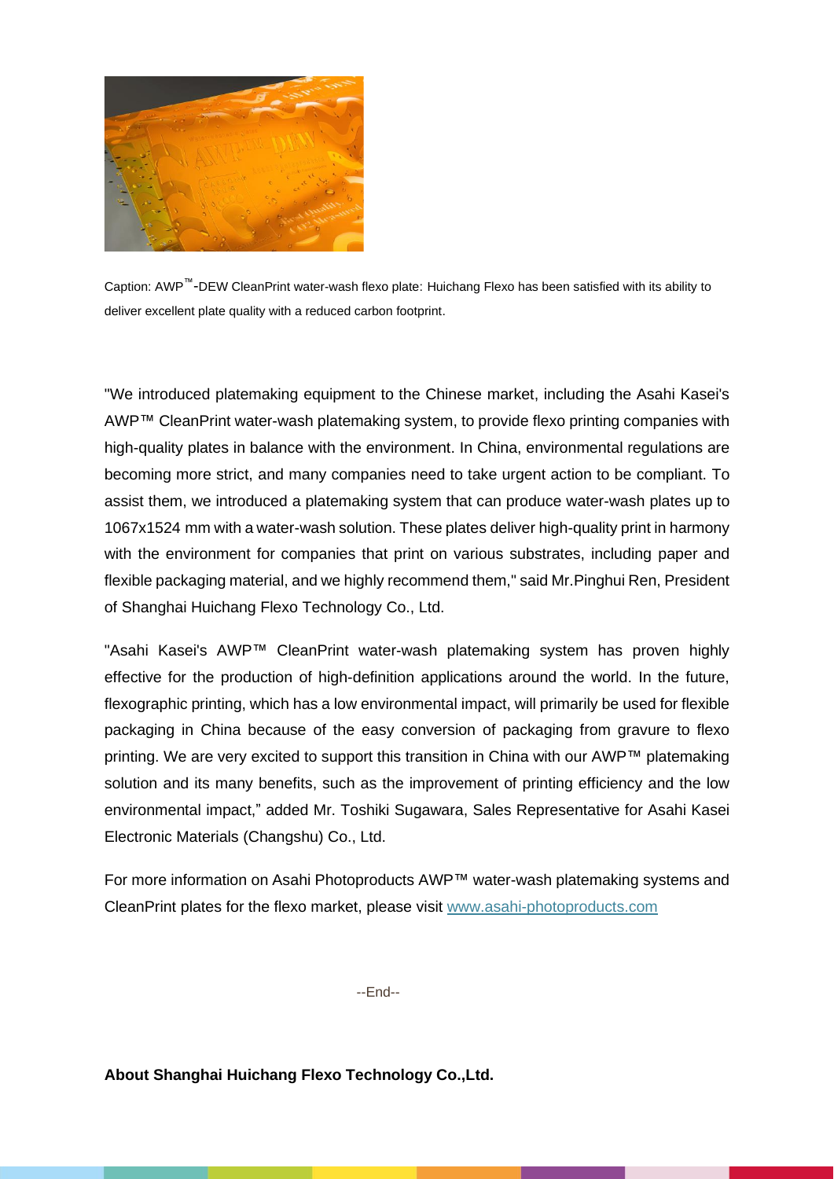Caption: AWP™-DEW CleanPrint water-wash flexo plate: Huichang Flexo has been satisfied with its ability to deliver excellent plate quality with a reduced carbon footprint.

"We introduced platemaking equipment to the Chinese market, including the Asahi Kasei's AWP™ CleanPrint water-wash platemaking system, to provide flexo printing companies with high-quality plates in balance with the environment. In China, environmental regulations are becoming more strict, and many companies need to take urgent action to be compliant. To assist them, we introduced a platemaking system that can produce water-wash plates up to 1067x1524 mm with a water-wash solution. These plates deliver high-quality print in harmony with the environment for companies that print on various substrates, including paper and flexible packaging material, and we highly recommend them," said Mr.Pinghui Ren, President of Shanghai Huichang Flexo Technology Co., Ltd.

"Asahi Kasei's AWP™ CleanPrint water-wash platemaking system has proven highly effective for the production of high-definition applications around the world. In the future, flexographic printing, which has a low environmental impact, will primarily be used for flexible packaging in China because of the easy conversion of packaging from gravure to flexo printing. We are very excited to support this transition in China with our AWP™ platemaking solution and its many benefits, such as the improvement of printing efficiency and the low environmental impact," added Mr. Toshiki Sugawara, Sales Representative for Asahi Kasei Electronic Materials (Changshu) Co., Ltd.

For more information on Asahi Photoproducts AWP™ water-wash platemaking systems and CleanPrint plates for the flexo market, please visit [www.asahi-photoproducts.com](http://www.asahi-photoproducts.com)

--End--

**About Shanghai Huichang Flexo Technology Co.,Ltd.**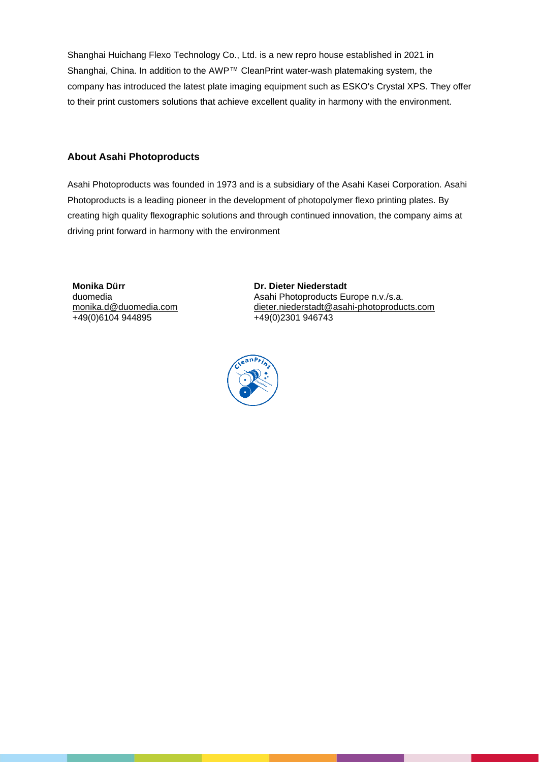Shanghai Huichang Flexo Technology Co., Ltd. is a new repro house established in 2021 in Shanghai, China. In addition to the AWP™ CleanPrint water-wash platemaking system, the company has introduced the latest plate imaging equipment such as ESKO's Crystal XPS. They offer to their print customers solutions that achieve excellent quality in harmony with the environment.

## About Asahi Photoproducts

Asahi Photoproducts was founded in 1973 and is a subsidiary of the Asahi Kasei Corporation. Asahi Photoproducts is a leading pioneer in the development of photopolymer flexo printing plates. By creating high quality flexographic solutions and through continued innovation, the company aims at driving print forward in harmony with the environment

**Monika Dürr**
duomedia
monika.d@duomedia.com
+49(0)6104 944895

**Dr. Dieter Niederstadt**
Asahi Photoproducts Europe n.v./s.a.
dieter.niederstadt@asahi-photoproducts.com
+49(0)2301 946743